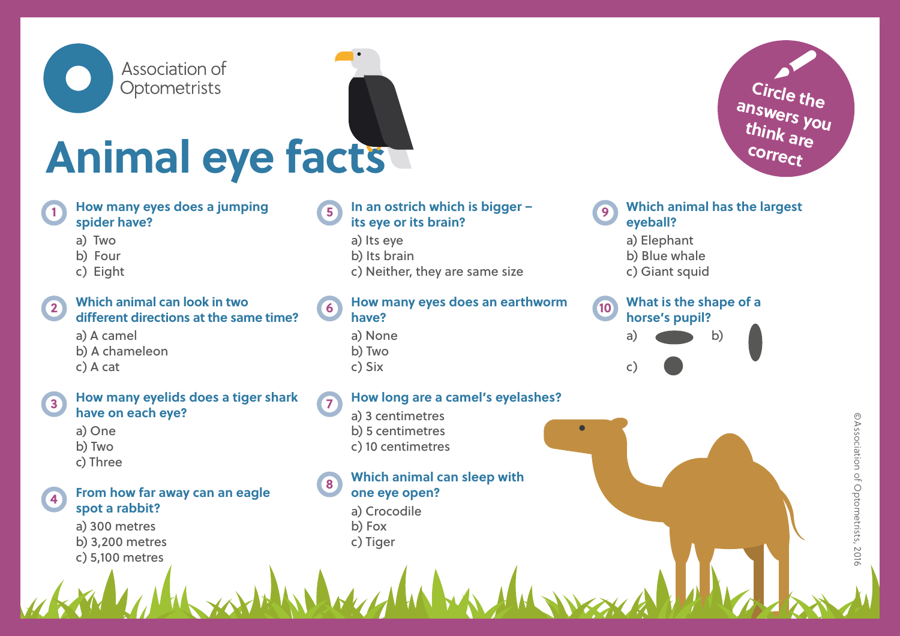Association of Optometrists

# Animal eye facts

**Circle the answers you think are correct**

1. **How many eyes does a jumping spider have?**
   a) Two
   b) Four
   c) Eight

2. **Which animal can look in two different directions at the same time?**
   a) A camel
   b) A chameleon
   c) A cat

3. **How many eyelids does a tiger shark have on each eye?**
   a) One
   b) Two
   c) Three

4. **From how far away can an eagle spot a rabbit?**
   a) 300 metres
   b) 3,200 metres
   c) 5,100 metres

5. **In an ostrich which is bigger – its eye or its brain?**
   a) Its eye
   b) Its brain
   c) Neither, they are same size

6. **How many eyes does an earthworm have?**
   a) None
   b) Two
   c) Six

7. **How long are a camel's eyelashes?**
   a) 3 centimetres
   b) 5 centimetres
   c) 10 centimetres

8. **Which animal can sleep with one eye open?**
   a) Crocodile
   b) Fox
   c) Tiger

9. **Which animal has the largest eyeball?**
   a) Elephant
   b) Blue whale
   c) Giant squid

10. **What is the shape of a horse's pupil?**
    a) b)
    c)

©Association of Optometrists, 2016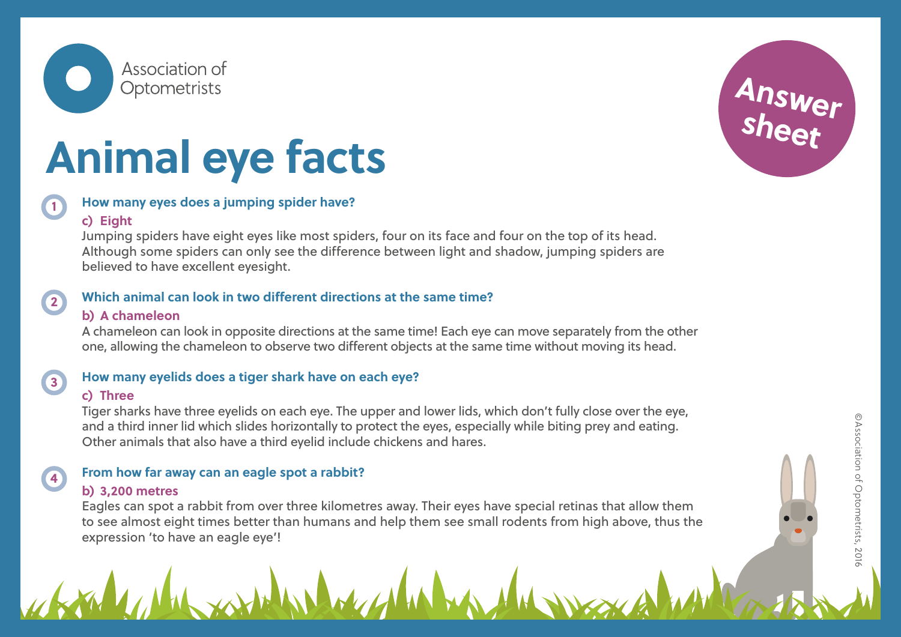Association of Optometrists

# Animal eye facts

**Answer sheet**

1. **How many eyes does a jumping spider have?**

   **c) Eight**

   Jumping spiders have eight eyes like most spiders, four on its face and four on the top of its head. Although some spiders can only see the difference between light and shadow, jumping spiders are believed to have excellent eyesight.

2. **Which animal can look in two different directions at the same time?**

   **b) A chameleon**

   A chameleon can look in opposite directions at the same time! Each eye can move separately from the other one, allowing the chameleon to observe two different objects at the same time without moving its head.

3. **How many eyelids does a tiger shark have on each eye?**

   **c) Three**

   Tiger sharks have three eyelids on each eye. The upper and lower lids, which don't fully close over the eye, and a third inner lid which slides horizontally to protect the eyes, especially while biting prey and eating. Other animals that also have a third eyelid include chickens and hares.

4. **From how far away can an eagle spot a rabbit?**

   **b) 3,200 metres**

   Eagles can spot a rabbit from over three kilometres away. Their eyes have special retinas that allow them to see almost eight times better than humans and help them see small rodents from high above, thus the expression 'to have an eagle eye'!

©Association of Optometrists, 2016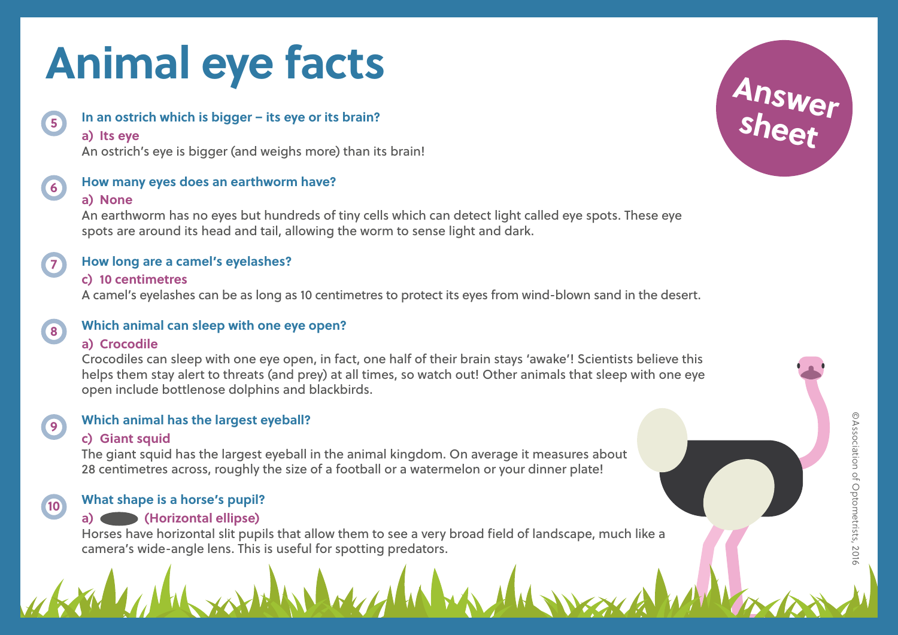# Animal eye facts

**Answer sheet**

**5. In an ostrich which is bigger – its eye or its brain?**

**a) Its eye**

An ostrich's eye is bigger (and weighs more) than its brain!

**6. How many eyes does an earthworm have?**

**a) None**

An earthworm has no eyes but hundreds of tiny cells which can detect light called eye spots. These eye spots are around its head and tail, allowing the worm to sense light and dark.

**7. How long are a camel's eyelashes?**

**c) 10 centimetres**

A camel's eyelashes can be as long as 10 centimetres to protect its eyes from wind-blown sand in the desert.

**8. Which animal can sleep with one eye open?**

**a) Crocodile**

Crocodiles can sleep with one eye open, in fact, one half of their brain stays 'awake'! Scientists believe this helps them stay alert to threats (and prey) at all times, so watch out! Other animals that sleep with one eye open include bottlenose dolphins and blackbirds.

**9. Which animal has the largest eyeball?**

**c) Giant squid**

The giant squid has the largest eyeball in the animal kingdom. On average it measures about 28 centimetres across, roughly the size of a football or a watermelon or your dinner plate!

**10. What shape is a horse's pupil?**

**a) ⬬ (Horizontal ellipse)**

Horses have horizontal slit pupils that allow them to see a very broad field of landscape, much like a camera's wide-angle lens. This is useful for spotting predators.

©Association of Optometrists, 2016